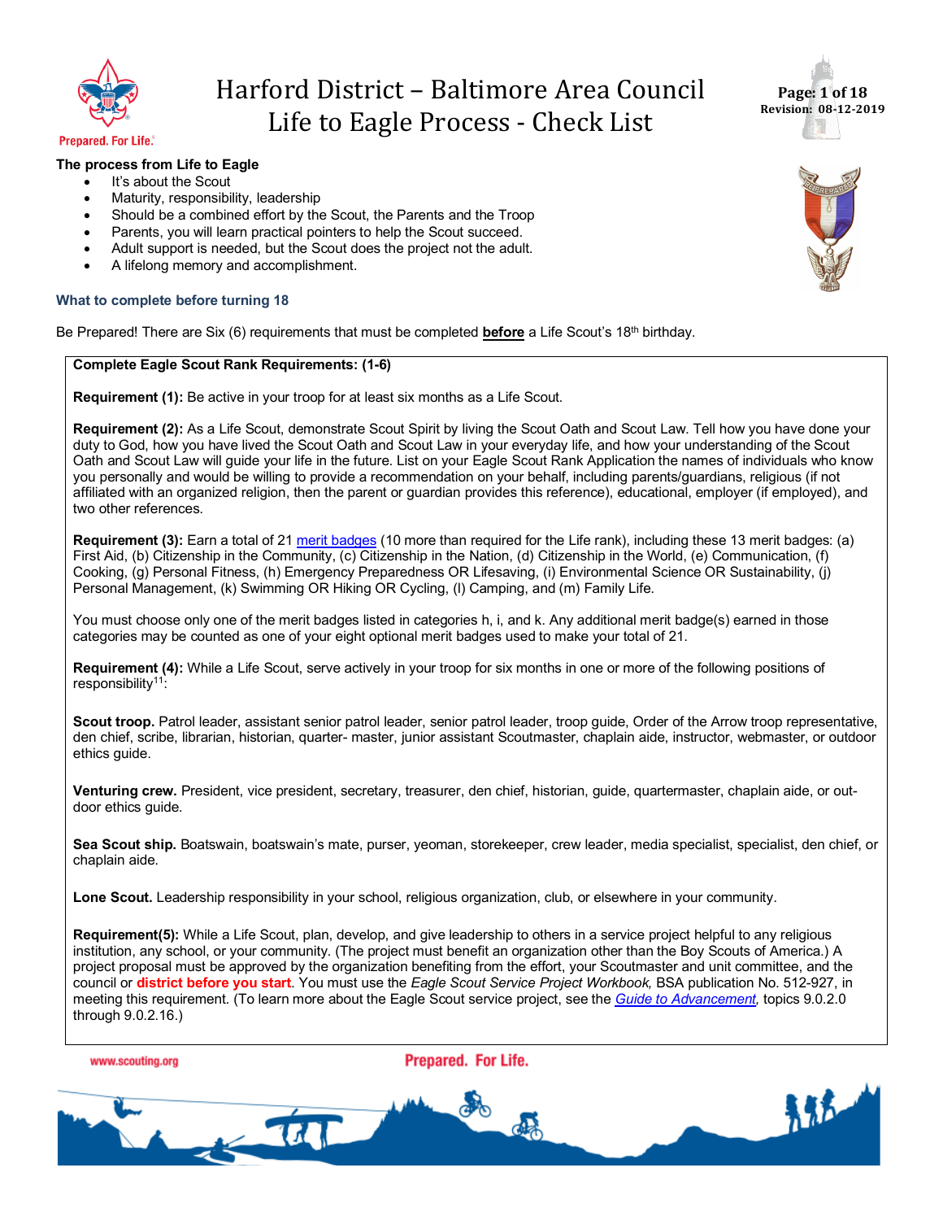# Harford District – Baltimore Area Council
# Life to Eagle Process - Check List

**Revision: 08-12-2019**

**The process from Life to Eagle**

- It's about the Scout
- Maturity, responsibility, leadership
- Should be a combined effort by the Scout, the Parents and the Troop
- Parents, you will learn practical pointers to help the Scout succeed.
- Adult support is needed, but the Scout does the project not the adult.
- A lifelong memory and accomplishment.

### What to complete before turning 18

Be Prepared! There are Six (6) requirements that must be completed **before** a Life Scout's 18th birthday.

**Complete Eagle Scout Rank Requirements: (1-6)**

**Requirement (1):** Be active in your troop for at least six months as a Life Scout.

**Requirement (2):** As a Life Scout, demonstrate Scout Spirit by living the Scout Oath and Scout Law. Tell how you have done your duty to God, how you have lived the Scout Oath and Scout Law in your everyday life, and how your understanding of the Scout Oath and Scout Law will guide your life in the future. List on your Eagle Scout Rank Application the names of individuals who know you personally and would be willing to provide a recommendation on your behalf, including parents/guardians, religious (if not affiliated with an organized religion, then the parent or guardian provides this reference), educational, employer (if employed), and two other references.

**Requirement (3):** Earn a total of 21 merit badges (10 more than required for the Life rank), including these 13 merit badges: (a) First Aid, (b) Citizenship in the Community, (c) Citizenship in the Nation, (d) Citizenship in the World, (e) Communication, (f) Cooking, (g) Personal Fitness, (h) Emergency Preparedness OR Lifesaving, (i) Environmental Science OR Sustainability, (j) Personal Management, (k) Swimming OR Hiking OR Cycling, (l) Camping, and (m) Family Life.

You must choose only one of the merit badges listed in categories h, i, and k. Any additional merit badge(s) earned in those categories may be counted as one of your eight optional merit badges used to make your total of 21.

**Requirement (4):** While a Life Scout, serve actively in your troop for six months in one or more of the following positions of responsibility[11]:

**Scout troop.** Patrol leader, assistant senior patrol leader, senior patrol leader, troop guide, Order of the Arrow troop representative, den chief, scribe, librarian, historian, quarter- master, junior assistant Scoutmaster, chaplain aide, instructor, webmaster, or outdoor ethics guide.

**Venturing crew.** President, vice president, secretary, treasurer, den chief, historian, guide, quartermaster, chaplain aide, or out-door ethics guide.

**Sea Scout ship.** Boatswain, boatswain's mate, purser, yeoman, storekeeper, crew leader, media specialist, specialist, den chief, or chaplain aide.

**Lone Scout.** Leadership responsibility in your school, religious organization, club, or elsewhere in your community.

**Requirement(5):** While a Life Scout, plan, develop, and give leadership to others in a service project helpful to any religious institution, any school, or your community. (The project must benefit an organization other than the Boy Scouts of America.) A project proposal must be approved by the organization benefiting from the effort, your Scoutmaster and unit committee, and the council or **district before you start**. You must use the *Eagle Scout Service Project Workbook,* BSA publication No. 512-927, in meeting this requirement. (To learn more about the Eagle Scout service project, see the *Guide to Advancement,* topics 9.0.2.0 through 9.0.2.16.)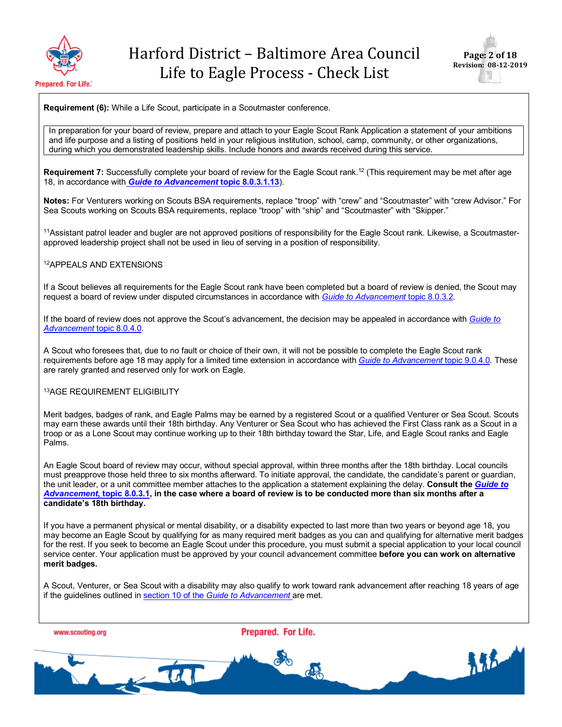**Requirement (6):** While a Life Scout, participate in a Scoutmaster conference.

In preparation for your board of review, prepare and attach to your Eagle Scout Rank Application a statement of your ambitions and life purpose and a listing of positions held in your religious institution, school, camp, community, or other organizations, during which you demonstrated leadership skills. Include honors and awards received during this service.

**Requirement 7:** Successfully complete your board of review for the Eagle Scout rank.[12] (This requirement may be met after age 18, in accordance with ***Guide to Advancement* topic 8.0.3.1.13**).

**Notes:** For Venturers working on Scouts BSA requirements, replace "troop" with "crew" and "Scoutmaster" with "crew Advisor." For Sea Scouts working on Scouts BSA requirements, replace "troop" with "ship" and "Scoutmaster" with "Skipper."

[11]Assistant patrol leader and bugler are not approved positions of responsibility for the Eagle Scout rank. Likewise, a Scoutmaster-approved leadership project shall not be used in lieu of serving in a position of responsibility.

[12]APPEALS AND EXTENSIONS

If a Scout believes all requirements for the Eagle Scout rank have been completed but a board of review is denied, the Scout may request a board of review under disputed circumstances in accordance with *Guide to Advancement* topic 8.0.3.2.

If the board of review does not approve the Scout's advancement, the decision may be appealed in accordance with *Guide to Advancement* topic 8.0.4.0.

A Scout who foresees that, due to no fault or choice of their own, it will not be possible to complete the Eagle Scout rank requirements before age 18 may apply for a limited time extension in accordance with *Guide to Advancement* topic 9.0.4.0. These are rarely granted and reserved only for work on Eagle.

[13]AGE REQUIREMENT ELIGIBILITY

Merit badges, badges of rank, and Eagle Palms may be earned by a registered Scout or a qualified Venturer or Sea Scout. Scouts may earn these awards until their 18th birthday. Any Venturer or Sea Scout who has achieved the First Class rank as a Scout in a troop or as a Lone Scout may continue working up to their 18th birthday toward the Star, Life, and Eagle Scout ranks and Eagle Palms.

An Eagle Scout board of review may occur, without special approval, within three months after the 18th birthday. Local councils must preapprove those held three to six months afterward. To initiate approval, the candidate, the candidate's parent or guardian, the unit leader, or a unit committee member attaches to the application a statement explaining the delay. **Consult the *Guide to Advancement*, topic 8.0.3.1, in the case where a board of review is to be conducted more than six months after a candidate's 18th birthday.**

If you have a permanent physical or mental disability, or a disability expected to last more than two years or beyond age 18, you may become an Eagle Scout by qualifying for as many required merit badges as you can and qualifying for alternative merit badges for the rest. If you seek to become an Eagle Scout under this procedure, you must submit a special application to your local council service center. Your application must be approved by your council advancement committee **before you can work on alternative merit badges.**

A Scout, Venturer, or Sea Scout with a disability may also qualify to work toward rank advancement after reaching 18 years of age if the guidelines outlined in section 10 of the *Guide to Advancement* are met.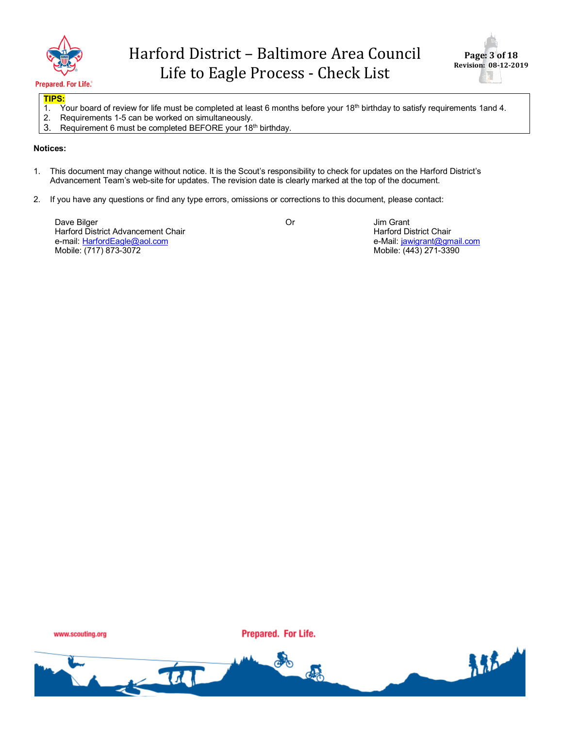**TIPS:**

1. Your board of review for life must be completed at least 6 months before your 18th birthday to satisfy requirements 1and 4.
2. Requirements 1-5 can be worked on simultaneously.
3. Requirement 6 must be completed BEFORE your 18th birthday.

**Notices:**

1. This document may change without notice. It is the Scout's responsibility to check for updates on the Harford District's Advancement Team's web-site for updates. The revision date is clearly marked at the top of the document.

2. If you have any questions or find any type errors, omissions or corrections to this document, please contact:

Dave Bilger
Harford District Advancement Chair
e-mail: HarfordEagle@aol.com
Mobile: (717) 873-3072

Or

Jim Grant
Harford District Chair
e-Mail: jawigrant@gmail.com
Mobile: (443) 271-3390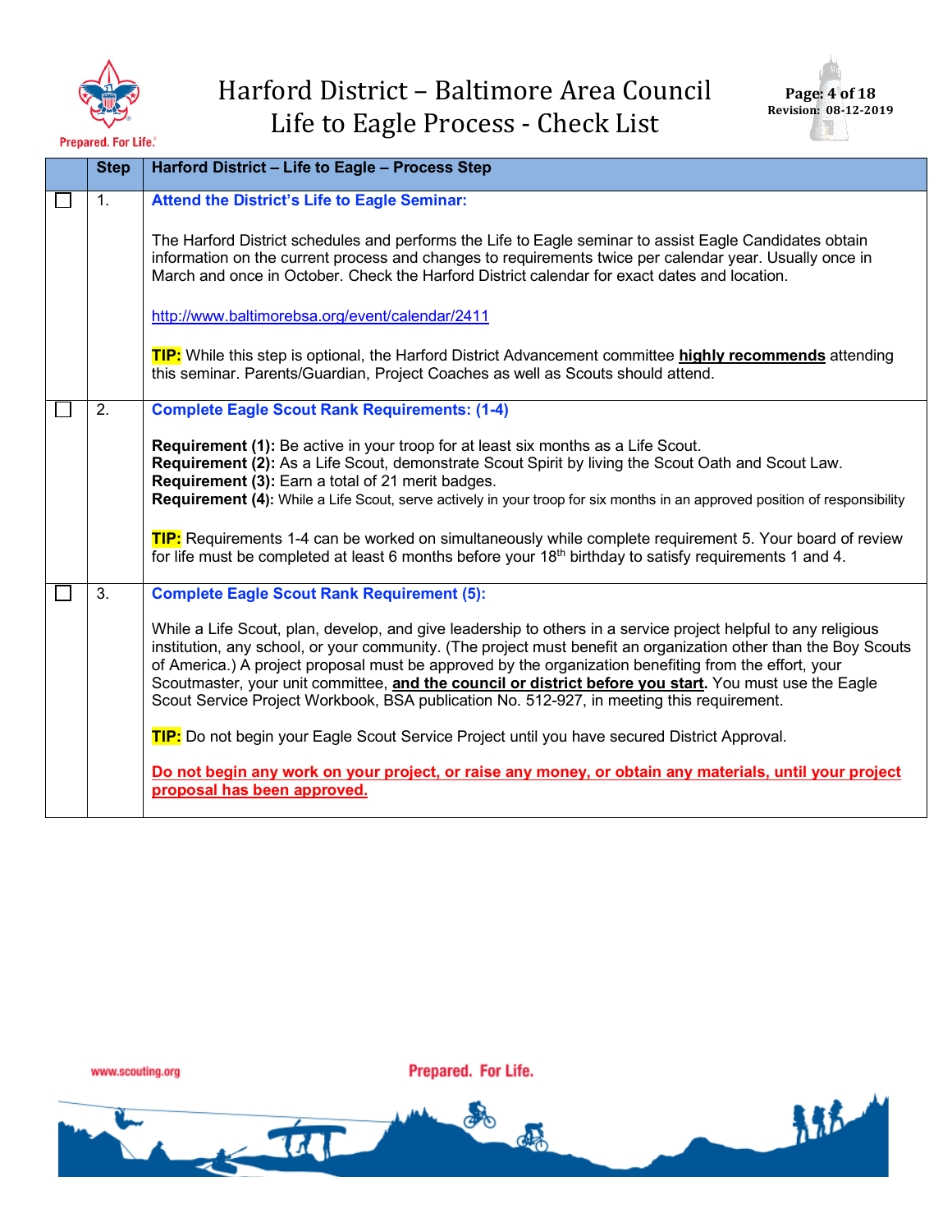| | Step | Harford District – Life to Eagle – Process Step |
|---|---|---|
| ☐ | 1. | **Attend the District's Life to Eagle Seminar:**<br><br>The Harford District schedules and performs the Life to Eagle seminar to assist Eagle Candidates obtain information on the current process and changes to requirements twice per calendar year. Usually once in March and once in October. Check the Harford District calendar for exact dates and location.<br><br>http://www.baltimorebsa.org/event/calendar/2411<br><br>**TIP:** While this step is optional, the Harford District Advancement committee **highly recommends** attending this seminar. Parents/Guardian, Project Coaches as well as Scouts should attend. |
| ☐ | 2. | **Complete Eagle Scout Rank Requirements: (1-4)**<br><br>**Requirement (1):** Be active in your troop for at least six months as a Life Scout.<br>**Requirement (2):** As a Life Scout, demonstrate Scout Spirit by living the Scout Oath and Scout Law.<br>**Requirement (3):** Earn a total of 21 merit badges.<br>**Requirement (4):** While a Life Scout, serve actively in your troop for six months in an approved position of responsibility<br><br>**TIP:** Requirements 1-4 can be worked on simultaneously while complete requirement 5. Your board of review for life must be completed at least 6 months before your 18th birthday to satisfy requirements 1 and 4. |
| ☐ | 3. | **Complete Eagle Scout Rank Requirement (5):**<br><br>While a Life Scout, plan, develop, and give leadership to others in a service project helpful to any religious institution, any school, or your community. (The project must benefit an organization other than the Boy Scouts of America.) A project proposal must be approved by the organization benefiting from the effort, your Scoutmaster, your unit committee, **and the council or district before you start**. You must use the Eagle Scout Service Project Workbook, BSA publication No. 512-927, in meeting this requirement.<br><br>**TIP:** Do not begin your Eagle Scout Service Project until you have secured District Approval.<br><br>**Do not begin any work on your project, or raise any money, or obtain any materials, until your project proposal has been approved.** |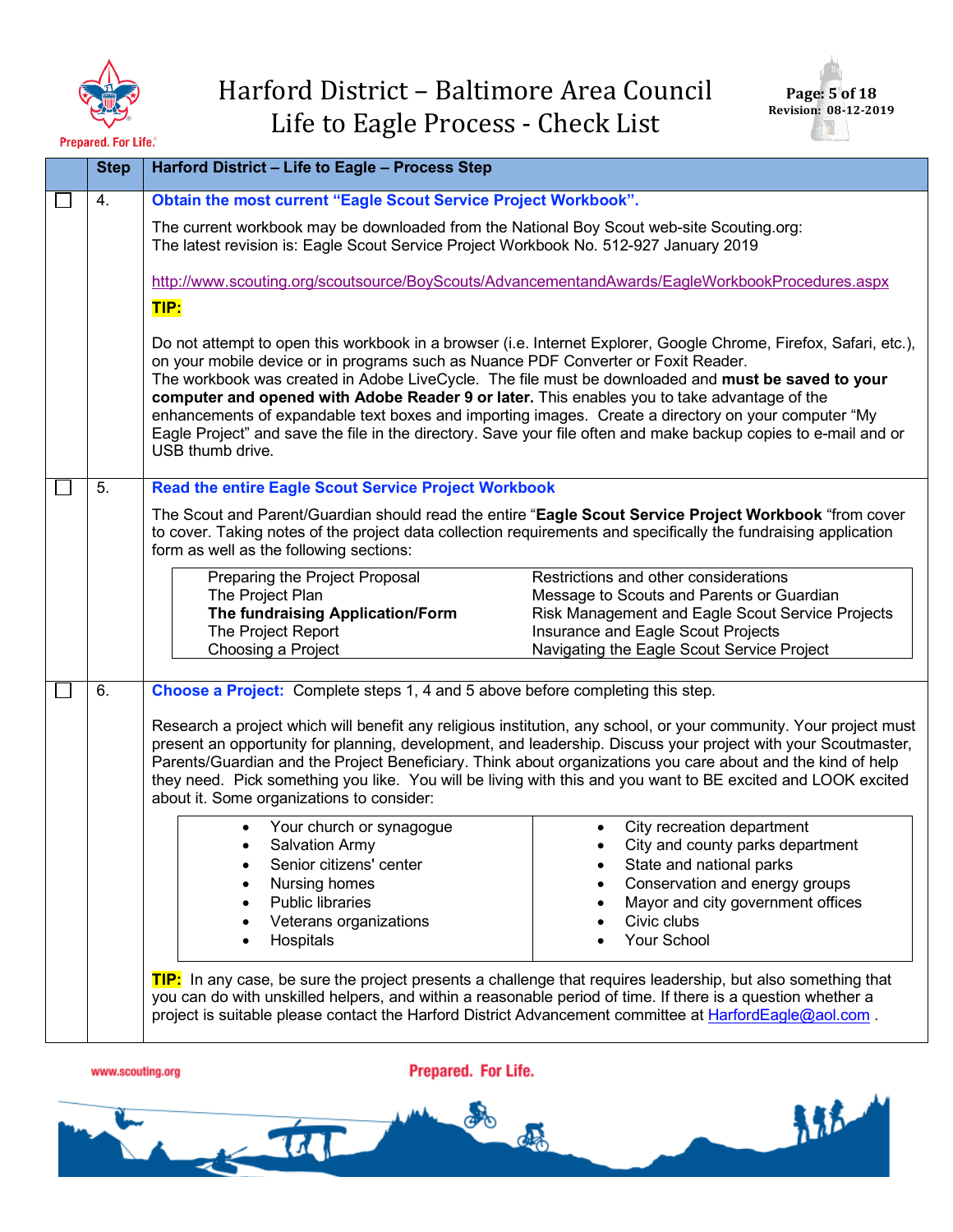| | Step | Harford District – Life to Eagle – Process Step |
|---|---|---|
| ☐ | 4. | **Obtain the most current "Eagle Scout Service Project Workbook".** |

The current workbook may be downloaded from the National Boy Scout web-site Scouting.org:
The latest revision is: Eagle Scout Service Project Workbook No. 512-927 January 2019

http://www.scouting.org/scoutsource/BoyScouts/AdvancementandAwards/EagleWorkbookProcedures.aspx

**TIP:**

Do not attempt to open this workbook in a browser (i.e. Internet Explorer, Google Chrome, Firefox, Safari, etc.), on your mobile device or in programs such as Nuance PDF Converter or Foxit Reader.
The workbook was created in Adobe LiveCycle. The file must be downloaded and **must be saved to your computer and opened with Adobe Reader 9 or later.** This enables you to take advantage of the enhancements of expandable text boxes and importing images. Create a directory on your computer "My Eagle Project" and save the file in the directory. Save your file often and make backup copies to e-mail and or USB thumb drive.

| | Step | |
|---|---|---|
| ☐ | 5. | **Read the entire Eagle Scout Service Project Workbook** |

The Scout and Parent/Guardian should read the entire "**Eagle Scout Service Project Workbook** "from cover to cover. Taking notes of the project data collection requirements and specifically the fundraising application form as well as the following sections:

| | |
|---|---|
| Preparing the Project Proposal | Restrictions and other considerations |
| The Project Plan | Message to Scouts and Parents or Guardian |
| **The fundraising Application/Form** | Risk Management and Eagle Scout Service Projects |
| The Project Report | Insurance and Eagle Scout Projects |
| Choosing a Project | Navigating the Eagle Scout Service Project |

| | Step | |
|---|---|---|
| ☐ | 6. | **Choose a Project:** Complete steps 1, 4 and 5 above before completing this step. |

Research a project which will benefit any religious institution, any school, or your community. Your project must present an opportunity for planning, development, and leadership. Discuss your project with your Scoutmaster, Parents/Guardian and the Project Beneficiary. Think about organizations you care about and the kind of help they need. Pick something you like. You will be living with this and you want to BE excited and LOOK excited about it. Some organizations to consider:

| | |
|---|---|
| • Your church or synagogue | • City recreation department |
| • Salvation Army | • City and county parks department |
| • Senior citizens' center | • State and national parks |
| • Nursing homes | • Conservation and energy groups |
| • Public libraries | • Mayor and city government offices |
| • Veterans organizations | • Civic clubs |
| • Hospitals | • Your School |

**TIP:** In any case, be sure the project presents a challenge that requires leadership, but also something that you can do with unskilled helpers, and within a reasonable period of time. If there is a question whether a project is suitable please contact the Harford District Advancement committee at HarfordEagle@aol.com .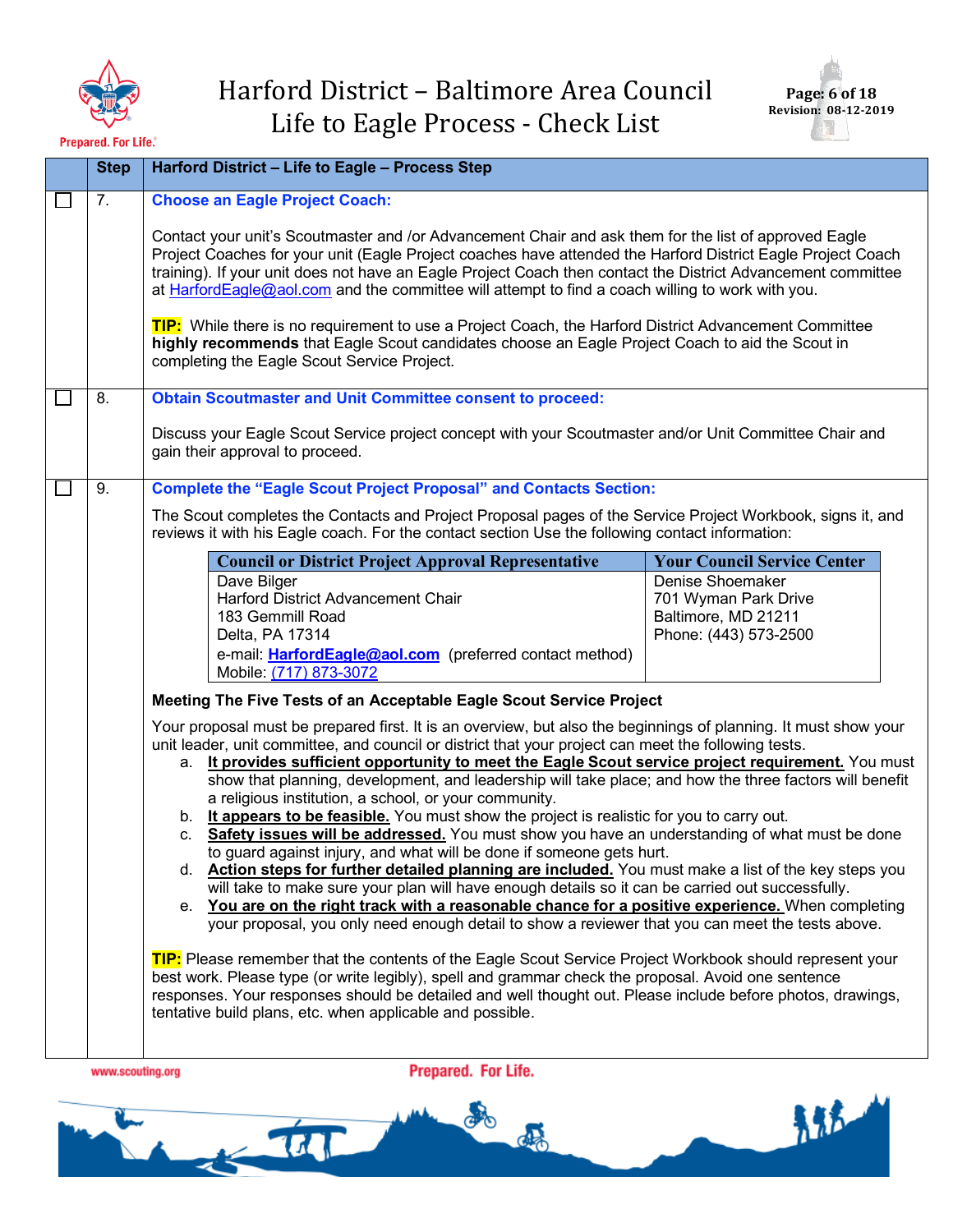| | Step | Harford District – Life to Eagle – Process Step |
|---|---|---|
| ☐ | 7. | **Choose an Eagle Project Coach:**<br><br>Contact your unit's Scoutmaster and /or Advancement Chair and ask them for the list of approved Eagle Project Coaches for your unit (Eagle Project coaches have attended the Harford District Eagle Project Coach training). If your unit does not have an Eagle Project Coach then contact the District Advancement committee at HarfordEagle@aol.com and the committee will attempt to find a coach willing to work with you.<br><br>**TIP:** While there is no requirement to use a Project Coach, the Harford District Advancement Committee **highly recommends** that Eagle Scout candidates choose an Eagle Project Coach to aid the Scout in completing the Eagle Scout Service Project. |
| ☐ | 8. | **Obtain Scoutmaster and Unit Committee consent to proceed:**<br><br>Discuss your Eagle Scout Service project concept with your Scoutmaster and/or Unit Committee Chair and gain their approval to proceed. |
| ☐ | 9. | **Complete the "Eagle Scout Project Proposal" and Contacts Section:**<br><br>The Scout completes the Contacts and Project Proposal pages of the Service Project Workbook, signs it, and reviews it with his Eagle coach. For the contact section Use the following contact information: |

| Council or District Project Approval Representative | Your Council Service Center |
|---|---|
| Dave Bilger<br>Harford District Advancement Chair<br>183 Gemmill Road<br>Delta, PA 17314<br>e-mail: **HarfordEagle@aol.com** (preferred contact method)<br>Mobile: (717) 873-3072 | Denise Shoemaker<br>701 Wyman Park Drive<br>Baltimore, MD 21211<br>Phone: (443) 573-2500 |

**Meeting The Five Tests of an Acceptable Eagle Scout Service Project**

Your proposal must be prepared first. It is an overview, but also the beginnings of planning. It must show your unit leader, unit committee, and council or district that your project can meet the following tests.

a. **It provides sufficient opportunity to meet the Eagle Scout service project requirement.** You must show that planning, development, and leadership will take place; and how the three factors will benefit a religious institution, a school, or your community.
b. **It appears to be feasible.** You must show the project is realistic for you to carry out.
c. **Safety issues will be addressed.** You must show you have an understanding of what must be done to guard against injury, and what will be done if someone gets hurt.
d. **Action steps for further detailed planning are included.** You must make a list of the key steps you will take to make sure your plan will have enough details so it can be carried out successfully.
e. **You are on the right track with a reasonable chance for a positive experience.** When completing your proposal, you only need enough detail to show a reviewer that you can meet the tests above.

**TIP:** Please remember that the contents of the Eagle Scout Service Project Workbook should represent your best work. Please type (or write legibly), spell and grammar check the proposal. Avoid one sentence responses. Your responses should be detailed and well thought out. Please include before photos, drawings, tentative build plans, etc. when applicable and possible.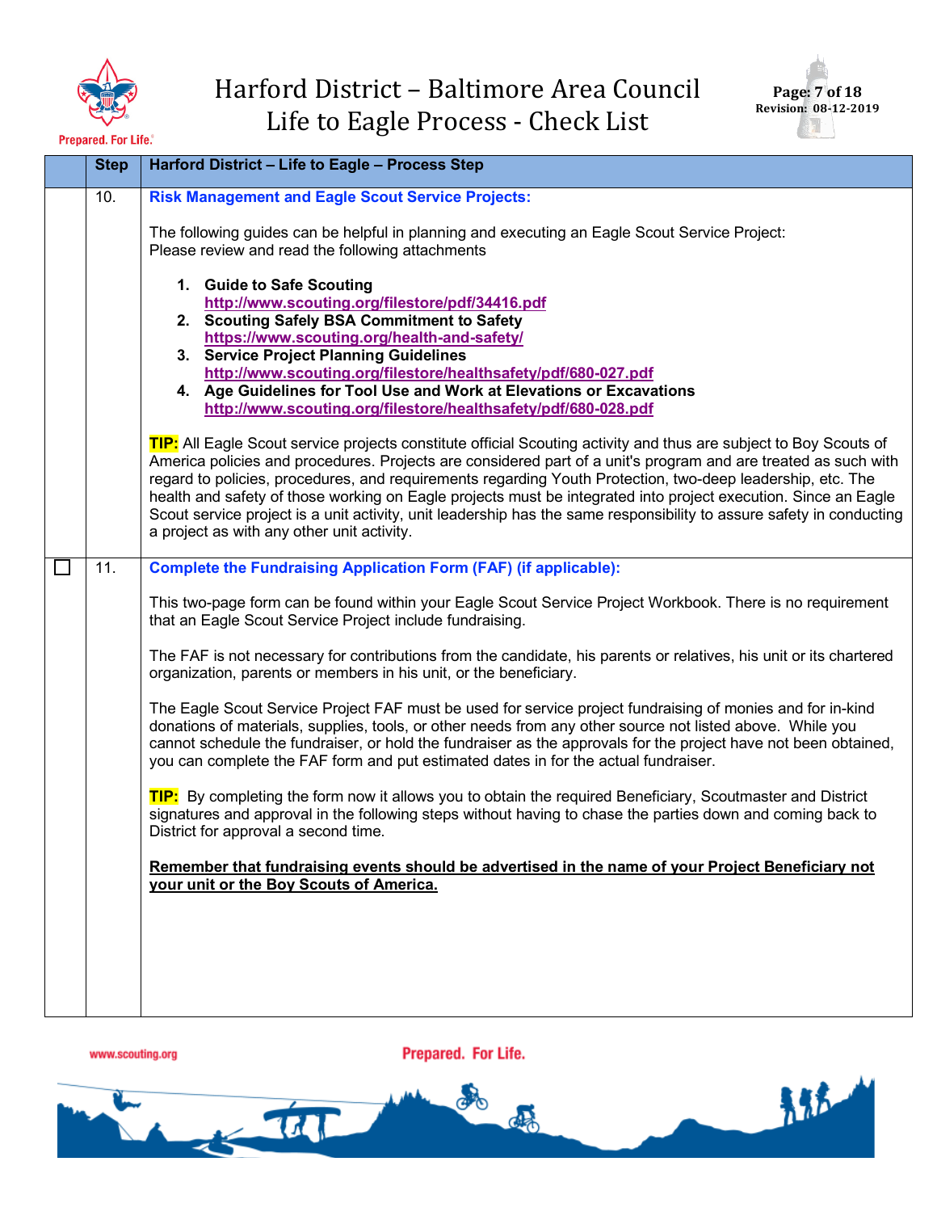| | Step | Harford District – Life to Eagle – Process Step |
|---|---|---|
| | 10. | **Risk Management and Eagle Scout Service Projects:**<br><br>The following guides can be helpful in planning and executing an Eagle Scout Service Project: Please review and read the following attachments<br><br>1. **Guide to Safe Scouting** http://www.scouting.org/filestore/pdf/34416.pdf<br>2. **Scouting Safely BSA Commitment to Safety** https://www.scouting.org/health-and-safety/<br>3. **Service Project Planning Guidelines** http://www.scouting.org/filestore/healthsafety/pdf/680-027.pdf<br>4. **Age Guidelines for Tool Use and Work at Elevations or Excavations** http://www.scouting.org/filestore/healthsafety/pdf/680-028.pdf<br><br>**TIP:** All Eagle Scout service projects constitute official Scouting activity and thus are subject to Boy Scouts of America policies and procedures. Projects are considered part of a unit's program and are treated as such with regard to policies, procedures, and requirements regarding Youth Protection, two-deep leadership, etc. The health and safety of those working on Eagle projects must be integrated into project execution. Since an Eagle Scout service project is a unit activity, unit leadership has the same responsibility to assure safety in conducting a project as with any other unit activity. |
| ☐ | 11. | **Complete the Fundraising Application Form (FAF) (if applicable):**<br><br>This two-page form can be found within your Eagle Scout Service Project Workbook. There is no requirement that an Eagle Scout Service Project include fundraising.<br><br>The FAF is not necessary for contributions from the candidate, his parents or relatives, his unit or its chartered organization, parents or members in his unit, or the beneficiary.<br><br>The Eagle Scout Service Project FAF must be used for service project fundraising of monies and for in-kind donations of materials, supplies, tools, or other needs from any other source not listed above. While you cannot schedule the fundraiser, or hold the fundraiser as the approvals for the project have not been obtained, you can complete the FAF form and put estimated dates in for the actual fundraiser.<br><br>**TIP:** By completing the form now it allows you to obtain the required Beneficiary, Scoutmaster and District signatures and approval in the following steps without having to chase the parties down and coming back to District for approval a second time.<br><br>**Remember that fundraising events should be advertised in the name of your Project Beneficiary not your unit or the Boy Scouts of America.** |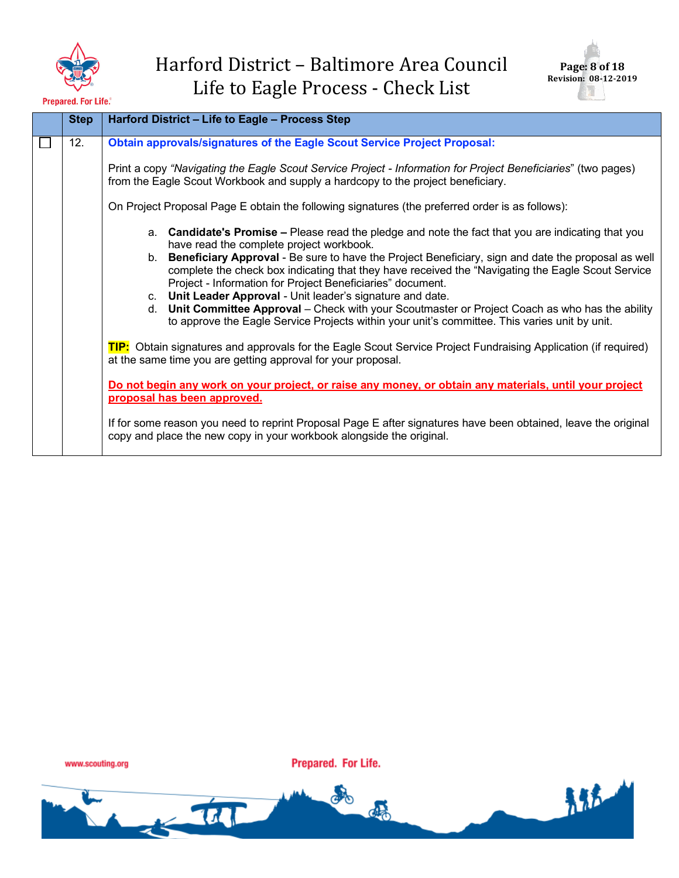| | Step | Harford District – Life to Eagle – Process Step |
|---|---|---|
| ☐ | 12. | **Obtain approvals/signatures of the Eagle Scout Service Project Proposal:**<br><br>Print a copy *"Navigating the Eagle Scout Service Project - Information for Project Beneficiaries*" (two pages) from the Eagle Scout Workbook and supply a hardcopy to the project beneficiary.<br><br>On Project Proposal Page E obtain the following signatures (the preferred order is as follows):<br><br>a. **Candidate's Promise –** Please read the pledge and note the fact that you are indicating that you have read the complete project workbook.<br>b. **Beneficiary Approval** - Be sure to have the Project Beneficiary, sign and date the proposal as well complete the check box indicating that they have received the "Navigating the Eagle Scout Service Project - Information for Project Beneficiaries" document.<br>c. **Unit Leader Approval** - Unit leader's signature and date.<br>d. **Unit Committee Approval** – Check with your Scoutmaster or Project Coach as who has the ability to approve the Eagle Service Projects within your unit's committee. This varies unit by unit.<br><br>**TIP:** Obtain signatures and approvals for the Eagle Scout Service Project Fundraising Application (if required) at the same time you are getting approval for your proposal.<br><br>**Do not begin any work on your project, or raise any money, or obtain any materials, until your project proposal has been approved.**<br><br>If for some reason you need to reprint Proposal Page E after signatures have been obtained, leave the original copy and place the new copy in your workbook alongside the original. |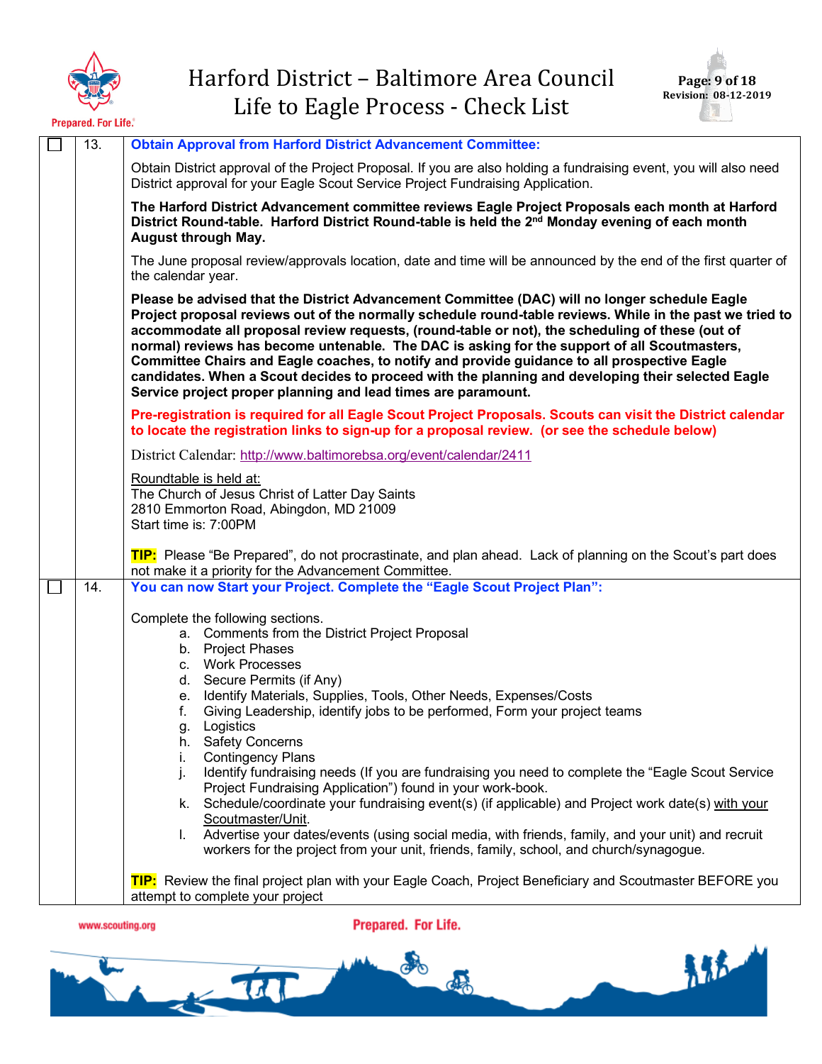| ☐ | 13. | **Obtain Approval from Harford District Advancement Committee:** |
|---|---|---|

Obtain District approval of the Project Proposal. If you are also holding a fundraising event, you will also need District approval for your Eagle Scout Service Project Fundraising Application.

**The Harford District Advancement committee reviews Eagle Project Proposals each month at Harford District Round-table. Harford District Round-table is held the 2nd Monday evening of each month August through May.**

The June proposal review/approvals location, date and time will be announced by the end of the first quarter of the calendar year.

**Please be advised that the District Advancement Committee (DAC) will no longer schedule Eagle Project proposal reviews out of the normally schedule round-table reviews. While in the past we tried to accommodate all proposal review requests, (round-table or not), the scheduling of these (out of normal) reviews has become untenable. The DAC is asking for the support of all Scoutmasters, Committee Chairs and Eagle coaches, to notify and provide guidance to all prospective Eagle candidates. When a Scout decides to proceed with the planning and developing their selected Eagle Service project proper planning and lead times are paramount.**

**Pre-registration is required for all Eagle Scout Project Proposals. Scouts can visit the District calendar to locate the registration links to sign-up for a proposal review. (or see the schedule below)**

District Calendar: http://www.baltimorebsa.org/event/calendar/2411

Roundtable is held at:
The Church of Jesus Christ of Latter Day Saints
2810 Emmorton Road, Abingdon, MD 21009
Start time is: 7:00PM

**TIP:** Please "Be Prepared", do not procrastinate, and plan ahead. Lack of planning on the Scout's part does not make it a priority for the Advancement Committee.

| ☐ | 14. | **You can now Start your Project. Complete the "Eagle Scout Project Plan":** |
|---|---|---|

Complete the following sections.

a. Comments from the District Project Proposal
b. Project Phases
c. Work Processes
d. Secure Permits (if Any)
e. Identify Materials, Supplies, Tools, Other Needs, Expenses/Costs
f. Giving Leadership, identify jobs to be performed, Form your project teams
g. Logistics
h. Safety Concerns
i. Contingency Plans
j. Identify fundraising needs (If you are fundraising you need to complete the "Eagle Scout Service Project Fundraising Application") found in your work-book.
k. Schedule/coordinate your fundraising event(s) (if applicable) and Project work date(s) with your Scoutmaster/Unit.
l. Advertise your dates/events (using social media, with friends, family, and your unit) and recruit workers for the project from your unit, friends, family, school, and church/synagogue.

**TIP:** Review the final project plan with your Eagle Coach, Project Beneficiary and Scoutmaster BEFORE you attempt to complete your project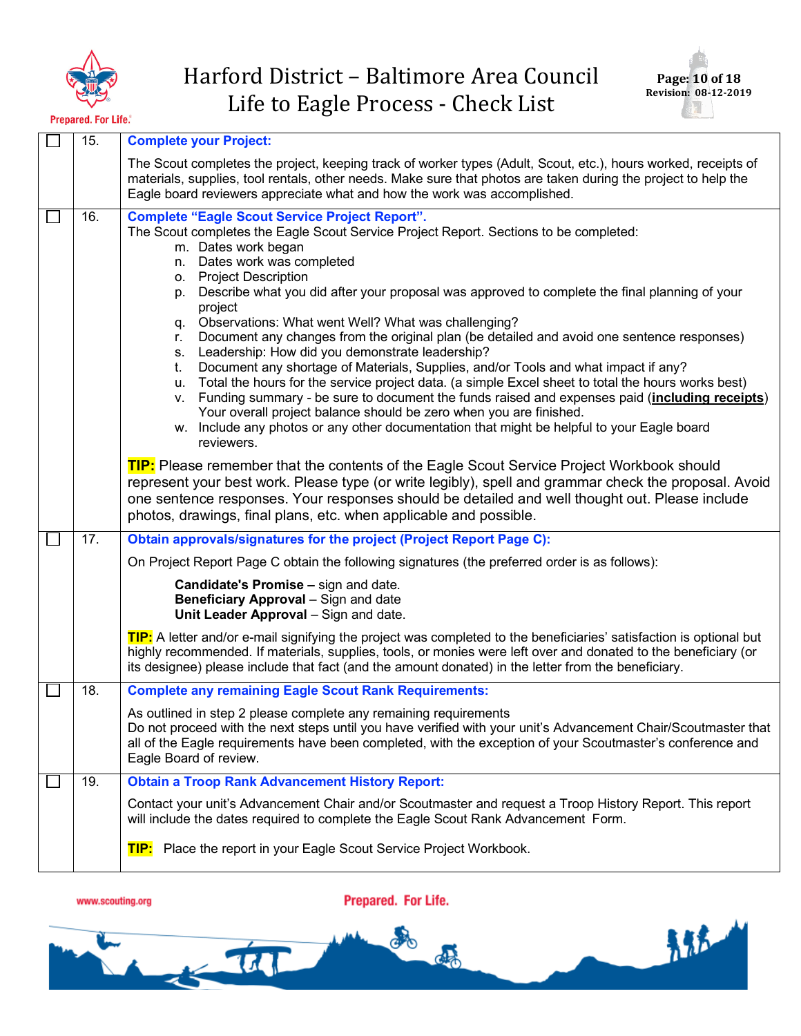| | # | |
|---|---|---|
| ☐ | 15. | **Complete your Project:**<br><br>The Scout completes the project, keeping track of worker types (Adult, Scout, etc.), hours worked, receipts of materials, supplies, tool rentals, other needs. Make sure that photos are taken during the project to help the Eagle board reviewers appreciate what and how the work was accomplished. |
| ☐ | 16. | **Complete "Eagle Scout Service Project Report".**<br>The Scout completes the Eagle Scout Service Project Report. Sections to be completed:<br>m. Dates work began<br>n. Dates work was completed<br>o. Project Description<br>p. Describe what you did after your proposal was approved to complete the final planning of your project<br>q. Observations: What went Well? What was challenging?<br>r. Document any changes from the original plan (be detailed and avoid one sentence responses)<br>s. Leadership: How did you demonstrate leadership?<br>t. Document any shortage of Materials, Supplies, and/or Tools and what impact if any?<br>u. Total the hours for the service project data. (a simple Excel sheet to total the hours works best)<br>v. Funding summary - be sure to document the funds raised and expenses paid (**<u>including receipts</u>**) Your overall project balance should be zero when you are finished.<br>w. Include any photos or any other documentation that might be helpful to your Eagle board reviewers.<br><br>**TIP:** Please remember that the contents of the Eagle Scout Service Project Workbook should represent your best work. Please type (or write legibly), spell and grammar check the proposal. Avoid one sentence responses. Your responses should be detailed and well thought out. Please include photos, drawings, final plans, etc. when applicable and possible. |
| ☐ | 17. | **Obtain approvals/signatures for the project (Project Report Page C):**<br><br>On Project Report Page C obtain the following signatures (the preferred order is as follows):<br><br>**Candidate's Promise –** sign and date.<br>**Beneficiary Approval** – Sign and date<br>**Unit Leader Approval** – Sign and date.<br><br>**TIP:** A letter and/or e-mail signifying the project was completed to the beneficiaries' satisfaction is optional but highly recommended. If materials, supplies, tools, or monies were left over and donated to the beneficiary (or its designee) please include that fact (and the amount donated) in the letter from the beneficiary. |
| ☐ | 18. | **Complete any remaining Eagle Scout Rank Requirements:**<br><br>As outlined in step 2 please complete any remaining requirements<br>Do not proceed with the next steps until you have verified with your unit's Advancement Chair/Scoutmaster that all of the Eagle requirements have been completed, with the exception of your Scoutmaster's conference and Eagle Board of review. |
| ☐ | 19. | **Obtain a Troop Rank Advancement History Report:**<br><br>Contact your unit's Advancement Chair and/or Scoutmaster and request a Troop History Report. This report will include the dates required to complete the Eagle Scout Rank Advancement Form.<br><br>**TIP:** Place the report in your Eagle Scout Service Project Workbook. |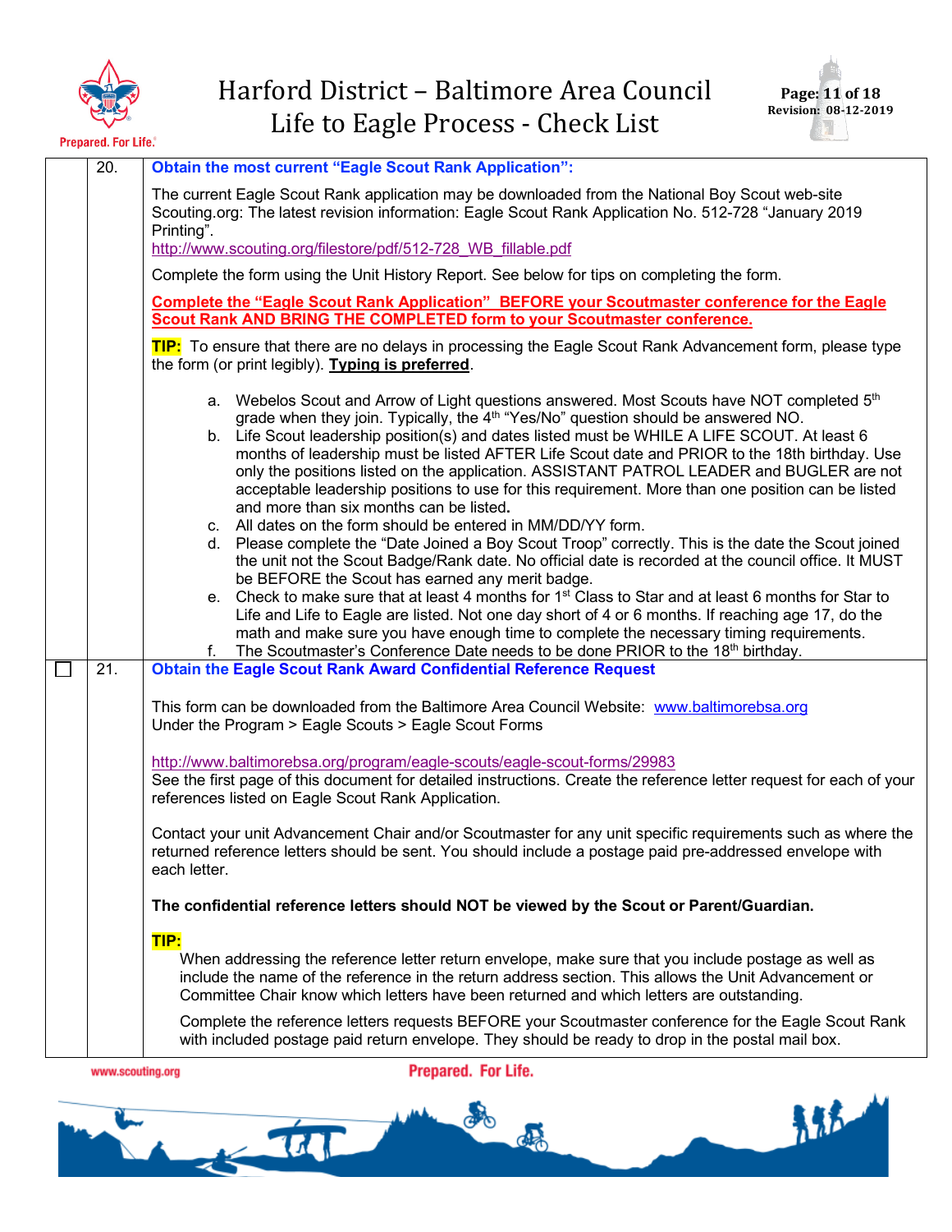| | | |
|---|---|---|
| | 20. | **Obtain the most current "Eagle Scout Rank Application":**<br><br>The current Eagle Scout Rank application may be downloaded from the National Boy Scout web-site Scouting.org: The latest revision information: Eagle Scout Rank Application No. 512-728 "January 2019 Printing".<br>http://www.scouting.org/filestore/pdf/512-728_WB_fillable.pdf<br><br>Complete the form using the Unit History Report. See below for tips on completing the form.<br><br>**Complete the "Eagle Scout Rank Application" BEFORE your Scoutmaster conference for the Eagle Scout Rank AND BRING THE COMPLETED form to your Scoutmaster conference.**<br><br>**TIP:** To ensure that there are no delays in processing the Eagle Scout Rank Advancement form, please type the form (or print legibly). **Typing is preferred**.<br><br>a. Webelos Scout and Arrow of Light questions answered. Most Scouts have NOT completed 5th grade when they join. Typically, the 4th "Yes/No" question should be answered NO.<br>b. Life Scout leadership position(s) and dates listed must be WHILE A LIFE SCOUT. At least 6 months of leadership must be listed AFTER Life Scout date and PRIOR to the 18th birthday. Use only the positions listed on the application. ASSISTANT PATROL LEADER and BUGLER are not acceptable leadership positions to use for this requirement. More than one position can be listed and more than six months can be listed.<br>c. All dates on the form should be entered in MM/DD/YY form.<br>d. Please complete the "Date Joined a Boy Scout Troop" correctly. This is the date the Scout joined the unit not the Scout Badge/Rank date. No official date is recorded at the council office. It MUST be BEFORE the Scout has earned any merit badge.<br>e. Check to make sure that at least 4 months for 1st Class to Star and at least 6 months for Star to Life and Life to Eagle are listed. Not one day short of 4 or 6 months. If reaching age 17, do the math and make sure you have enough time to complete the necessary timing requirements.<br>f. The Scoutmaster's Conference Date needs to be done PRIOR to the 18th birthday. |
| ☐ | 21. | **Obtain the Eagle Scout Rank Award Confidential Reference Request**<br><br>This form can be downloaded from the Baltimore Area Council Website: www.baltimorebsa.org Under the Program > Eagle Scouts > Eagle Scout Forms<br><br>http://www.baltimorebsa.org/program/eagle-scouts/eagle-scout-forms/29983<br>See the first page of this document for detailed instructions. Create the reference letter request for each of your references listed on Eagle Scout Rank Application.<br><br>Contact your unit Advancement Chair and/or Scoutmaster for any unit specific requirements such as where the returned reference letters should be sent. You should include a postage paid pre-addressed envelope with each letter.<br><br>**The confidential reference letters should NOT be viewed by the Scout or Parent/Guardian.**<br><br>**TIP:**<br>When addressing the reference letter return envelope, make sure that you include postage as well as include the name of the reference in the return address section. This allows the Unit Advancement or Committee Chair know which letters have been returned and which letters are outstanding.<br><br>Complete the reference letters requests BEFORE your Scoutmaster conference for the Eagle Scout Rank with included postage paid return envelope. They should be ready to drop in the postal mail box. |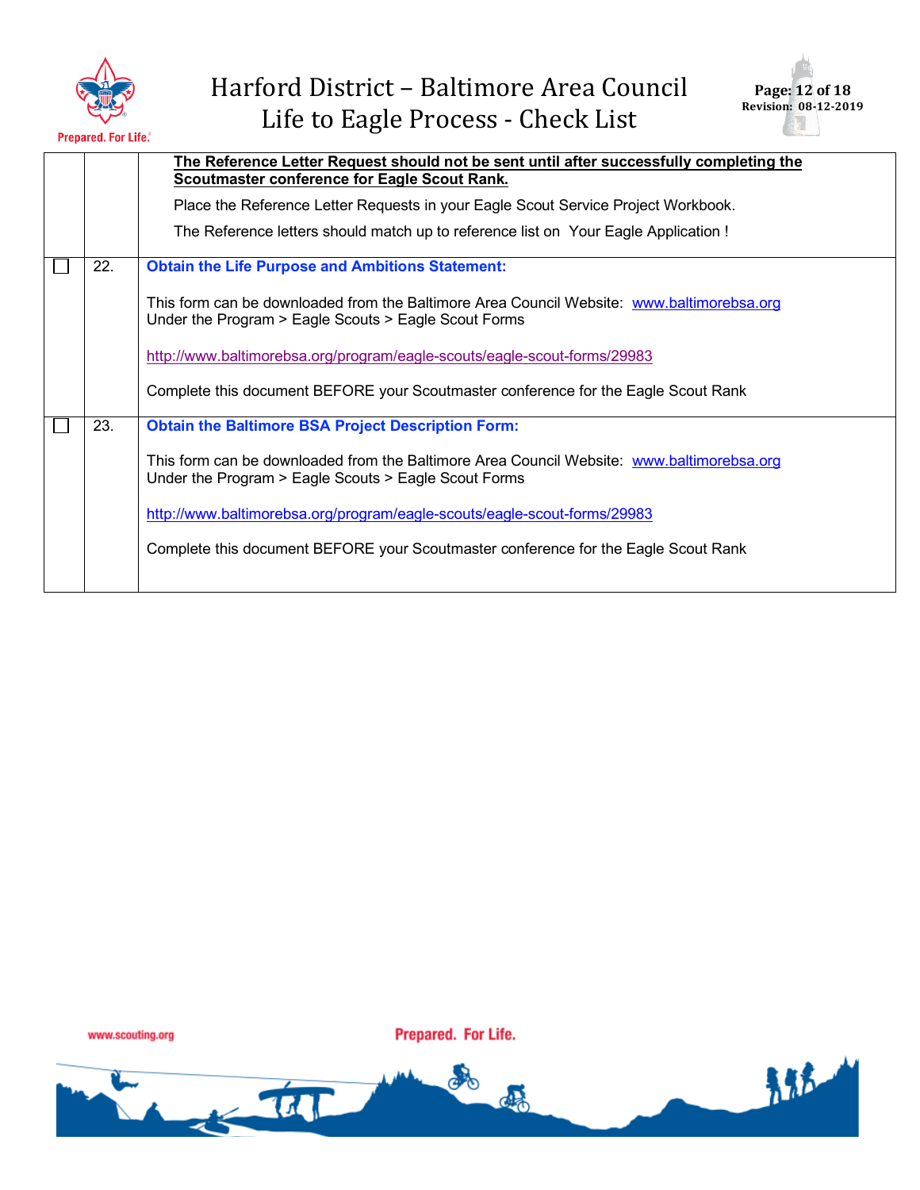| | | |
|---|---|---|
| | | **The Reference Letter Request should not be sent until after successfully completing the Scoutmaster conference for Eagle Scout Rank.**<br><br>Place the Reference Letter Requests in your Eagle Scout Service Project Workbook.<br><br>The Reference letters should match up to reference list on Your Eagle Application ! |
| ☐ | 22. | **Obtain the Life Purpose and Ambitions Statement:**<br><br>This form can be downloaded from the Baltimore Area Council Website: www.baltimorebsa.org Under the Program > Eagle Scouts > Eagle Scout Forms<br><br>http://www.baltimorebsa.org/program/eagle-scouts/eagle-scout-forms/29983<br><br>Complete this document BEFORE your Scoutmaster conference for the Eagle Scout Rank |
| ☐ | 23. | **Obtain the Baltimore BSA Project Description Form:**<br><br>This form can be downloaded from the Baltimore Area Council Website: www.baltimorebsa.org Under the Program > Eagle Scouts > Eagle Scout Forms<br><br>http://www.baltimorebsa.org/program/eagle-scouts/eagle-scout-forms/29983<br><br>Complete this document BEFORE your Scoutmaster conference for the Eagle Scout Rank |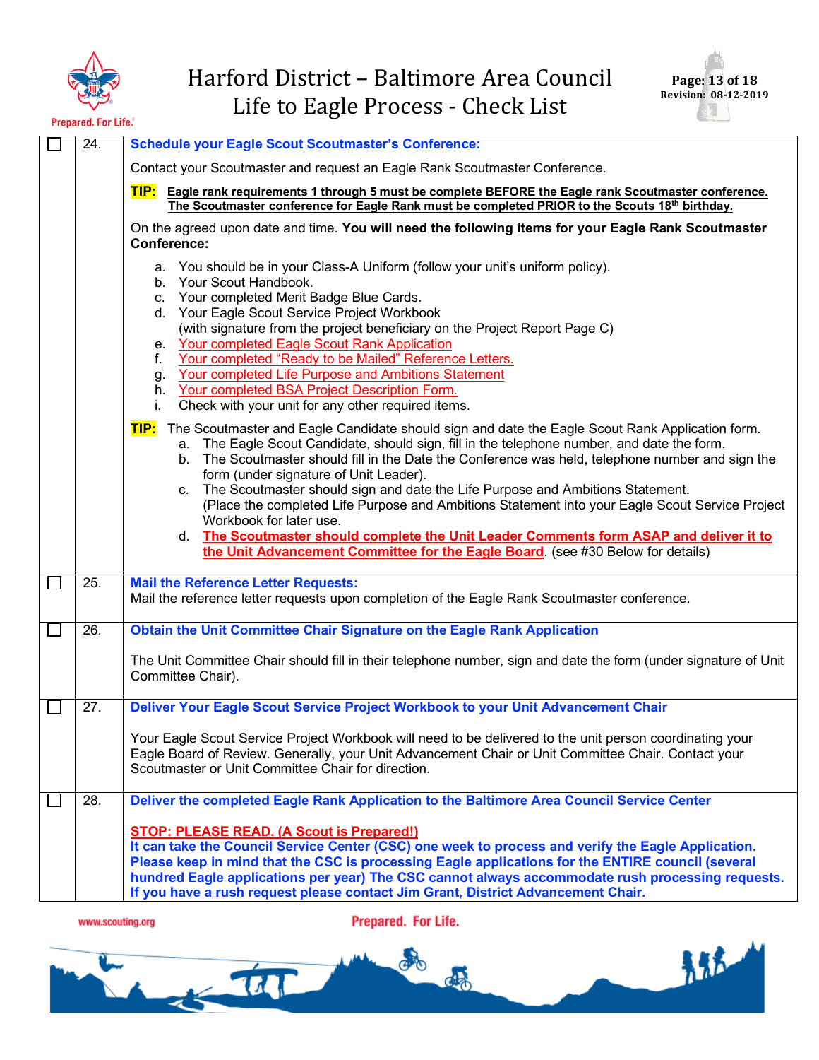| ☐ | 24. | **Schedule your Eagle Scout Scoutmaster's Conference:** |
|---|---|---|

Contact your Scoutmaster and request an Eagle Rank Scoutmaster Conference.

**TIP:** **Eagle rank requirements 1 through 5 must be complete BEFORE the Eagle rank Scoutmaster conference. The Scoutmaster conference for Eagle Rank must be completed PRIOR to the Scouts 18th birthday.**

On the agreed upon date and time. **You will need the following items for your Eagle Rank Scoutmaster Conference:**

a. You should be in your Class-A Uniform (follow your unit's uniform policy).
b. Your Scout Handbook.
c. Your completed Merit Badge Blue Cards.
d. Your Eagle Scout Service Project Workbook (with signature from the project beneficiary on the Project Report Page C)
e. Your completed Eagle Scout Rank Application
f. Your completed "Ready to be Mailed" Reference Letters.
g. Your completed Life Purpose and Ambitions Statement
h. Your completed BSA Project Description Form.
i. Check with your unit for any other required items.

**TIP:** The Scoutmaster and Eagle Candidate should sign and date the Eagle Scout Rank Application form.

a. The Eagle Scout Candidate, should sign, fill in the telephone number, and date the form.
b. The Scoutmaster should fill in the Date the Conference was held, telephone number and sign the form (under signature of Unit Leader).
c. The Scoutmaster should sign and date the Life Purpose and Ambitions Statement. (Place the completed Life Purpose and Ambitions Statement into your Eagle Scout Service Project Workbook for later use.
d. **The Scoutmaster should complete the Unit Leader Comments form ASAP and deliver it to the Unit Advancement Committee for the Eagle Board**. (see #30 Below for details)

| ☐ | 25. | **Mail the Reference Letter Requests:** |
|---|---|---|

Mail the reference letter requests upon completion of the Eagle Rank Scoutmaster conference.

| ☐ | 26. | **Obtain the Unit Committee Chair Signature on the Eagle Rank Application** |
|---|---|---|

The Unit Committee Chair should fill in their telephone number, sign and date the form (under signature of Unit Committee Chair).

| ☐ | 27. | **Deliver Your Eagle Scout Service Project Workbook to your Unit Advancement Chair** |
|---|---|---|

Your Eagle Scout Service Project Workbook will need to be delivered to the unit person coordinating your Eagle Board of Review. Generally, your Unit Advancement Chair or Unit Committee Chair. Contact your Scoutmaster or Unit Committee Chair for direction.

| ☐ | 28. | **Deliver the completed Eagle Rank Application to the Baltimore Area Council Service Center** |
|---|---|---|

**STOP: PLEASE READ. (A Scout is Prepared!)**

**It can take the Council Service Center (CSC) one week to process and verify the Eagle Application. Please keep in mind that the CSC is processing Eagle applications for the ENTIRE council (several hundred Eagle applications per year) The CSC cannot always accommodate rush processing requests. If you have a rush request please contact Jim Grant, District Advancement Chair.**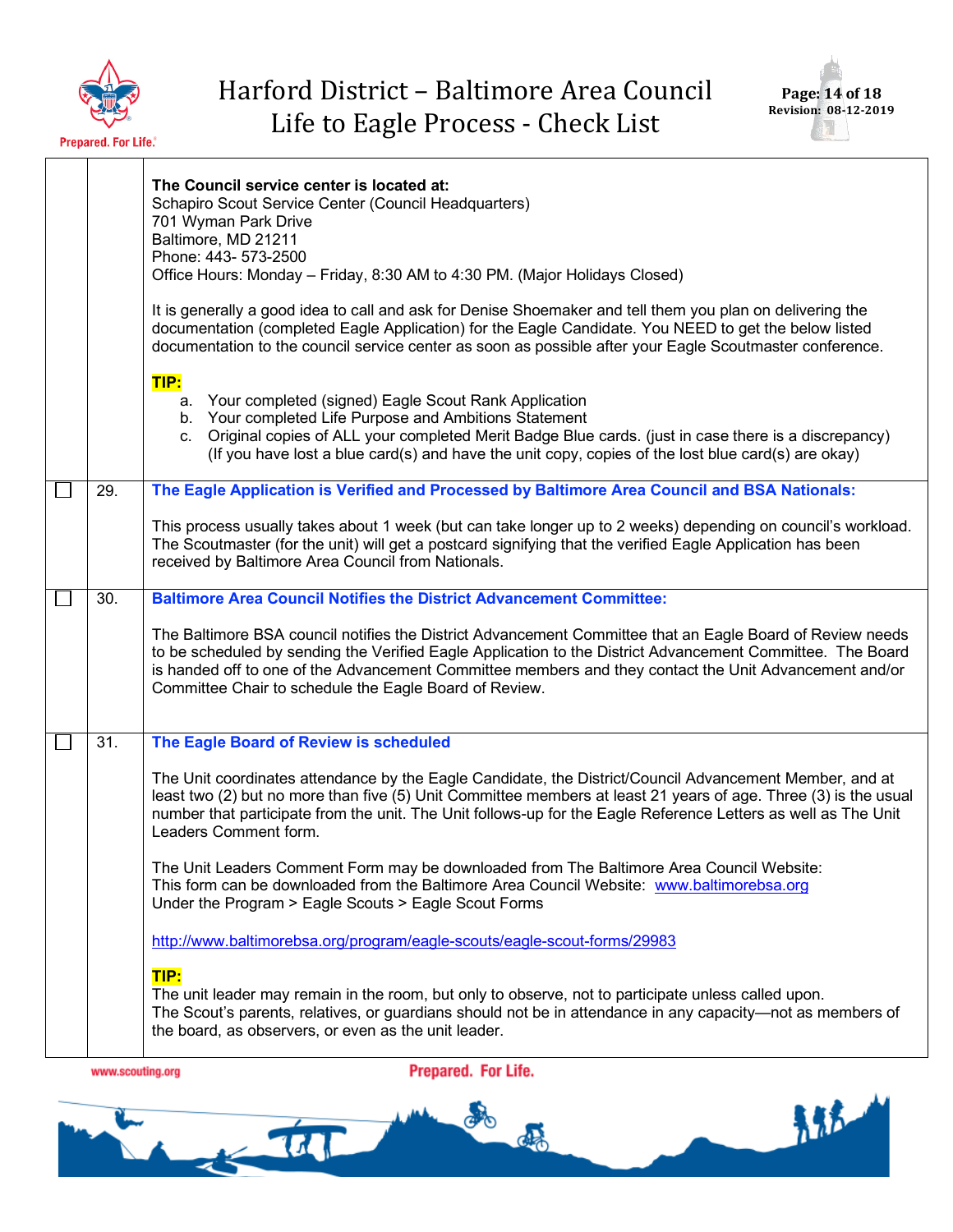| | | |
|---|---|---|
| | | **The Council service center is located at:**<br>Schapiro Scout Service Center (Council Headquarters)<br>701 Wyman Park Drive<br>Baltimore, MD 21211<br>Phone: 443- 573-2500<br>Office Hours: Monday – Friday, 8:30 AM to 4:30 PM. (Major Holidays Closed)<br><br>It is generally a good idea to call and ask for Denise Shoemaker and tell them you plan on delivering the documentation (completed Eagle Application) for the Eagle Candidate. You NEED to get the below listed documentation to the council service center as soon as possible after your Eagle Scoutmaster conference.<br><br>**TIP:**<br>a. Your completed (signed) Eagle Scout Rank Application<br>b. Your completed Life Purpose and Ambitions Statement<br>c. Original copies of ALL your completed Merit Badge Blue cards. (just in case there is a discrepancy) (If you have lost a blue card(s) and have the unit copy, copies of the lost blue card(s) are okay) |
| ☐ | 29. | **The Eagle Application is Verified and Processed by Baltimore Area Council and BSA Nationals:**<br><br>This process usually takes about 1 week (but can take longer up to 2 weeks) depending on council's workload. The Scoutmaster (for the unit) will get a postcard signifying that the verified Eagle Application has been received by Baltimore Area Council from Nationals. |
| ☐ | 30. | **Baltimore Area Council Notifies the District Advancement Committee:**<br><br>The Baltimore BSA council notifies the District Advancement Committee that an Eagle Board of Review needs to be scheduled by sending the Verified Eagle Application to the District Advancement Committee. The Board is handed off to one of the Advancement Committee members and they contact the Unit Advancement and/or Committee Chair to schedule the Eagle Board of Review. |
| ☐ | 31. | **The Eagle Board of Review is scheduled**<br><br>The Unit coordinates attendance by the Eagle Candidate, the District/Council Advancement Member, and at least two (2) but no more than five (5) Unit Committee members at least 21 years of age. Three (3) is the usual number that participate from the unit. The Unit follows-up for the Eagle Reference Letters as well as The Unit Leaders Comment form.<br><br>The Unit Leaders Comment Form may be downloaded from The Baltimore Area Council Website: This form can be downloaded from the Baltimore Area Council Website: www.baltimorebsa.org<br>Under the Program > Eagle Scouts > Eagle Scout Forms<br><br>http://www.baltimorebsa.org/program/eagle-scouts/eagle-scout-forms/29983<br><br>**TIP:**<br>The unit leader may remain in the room, but only to observe, not to participate unless called upon.<br>The Scout's parents, relatives, or guardians should not be in attendance in any capacity—not as members of the board, as observers, or even as the unit leader. |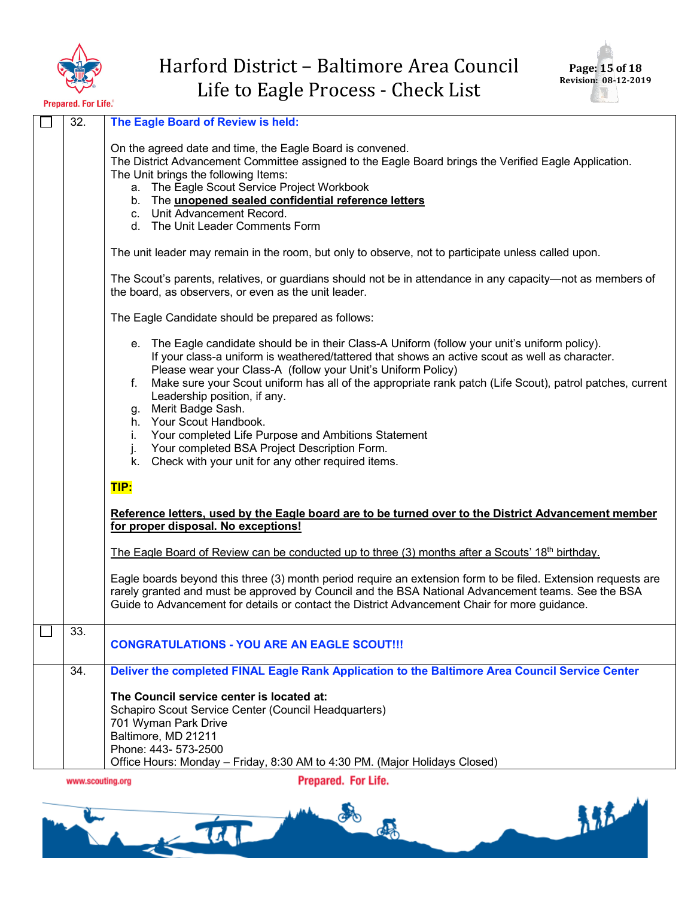| | | |
|---|---|---|
| ☐ | 32. | **The Eagle Board of Review is held:**<br><br>On the agreed date and time, the Eagle Board is convened.<br>The District Advancement Committee assigned to the Eagle Board brings the Verified Eagle Application.<br>The Unit brings the following Items:<br>a. The Eagle Scout Service Project Workbook<br>b. The **unopened sealed confidential reference letters**<br>c. Unit Advancement Record.<br>d. The Unit Leader Comments Form<br><br>The unit leader may remain in the room, but only to observe, not to participate unless called upon.<br><br>The Scout's parents, relatives, or guardians should not be in attendance in any capacity—not as members of the board, as observers, or even as the unit leader.<br><br>The Eagle Candidate should be prepared as follows:<br><br>e. The Eagle candidate should be in their Class-A Uniform (follow your unit's uniform policy). If your class-a uniform is weathered/tattered that shows an active scout as well as character. Please wear your Class-A (follow your Unit's Uniform Policy)<br>f. Make sure your Scout uniform has all of the appropriate rank patch (Life Scout), patrol patches, current Leadership position, if any.<br>g. Merit Badge Sash.<br>h. Your Scout Handbook.<br>i. Your completed Life Purpose and Ambitions Statement<br>j. Your completed BSA Project Description Form.<br>k. Check with your unit for any other required items.<br><br>**TIP:**<br><br>**Reference letters, used by the Eagle board are to be turned over to the District Advancement member for proper disposal. No exceptions!**<br><br>The Eagle Board of Review can be conducted up to three (3) months after a Scouts' 18th birthday.<br><br>Eagle boards beyond this three (3) month period require an extension form to be filed. Extension requests are rarely granted and must be approved by Council and the BSA National Advancement teams. See the BSA Guide to Advancement for details or contact the District Advancement Chair for more guidance. |
| ☐ | 33. | **CONGRATULATIONS - YOU ARE AN EAGLE SCOUT!!!** |
| | 34. | **Deliver the completed FINAL Eagle Rank Application to the Baltimore Area Council Service Center**<br><br>**The Council service center is located at:**<br>Schapiro Scout Service Center (Council Headquarters)<br>701 Wyman Park Drive<br>Baltimore, MD 21211<br>Phone: 443- 573-2500<br>Office Hours: Monday – Friday, 8:30 AM to 4:30 PM. (Major Holidays Closed) |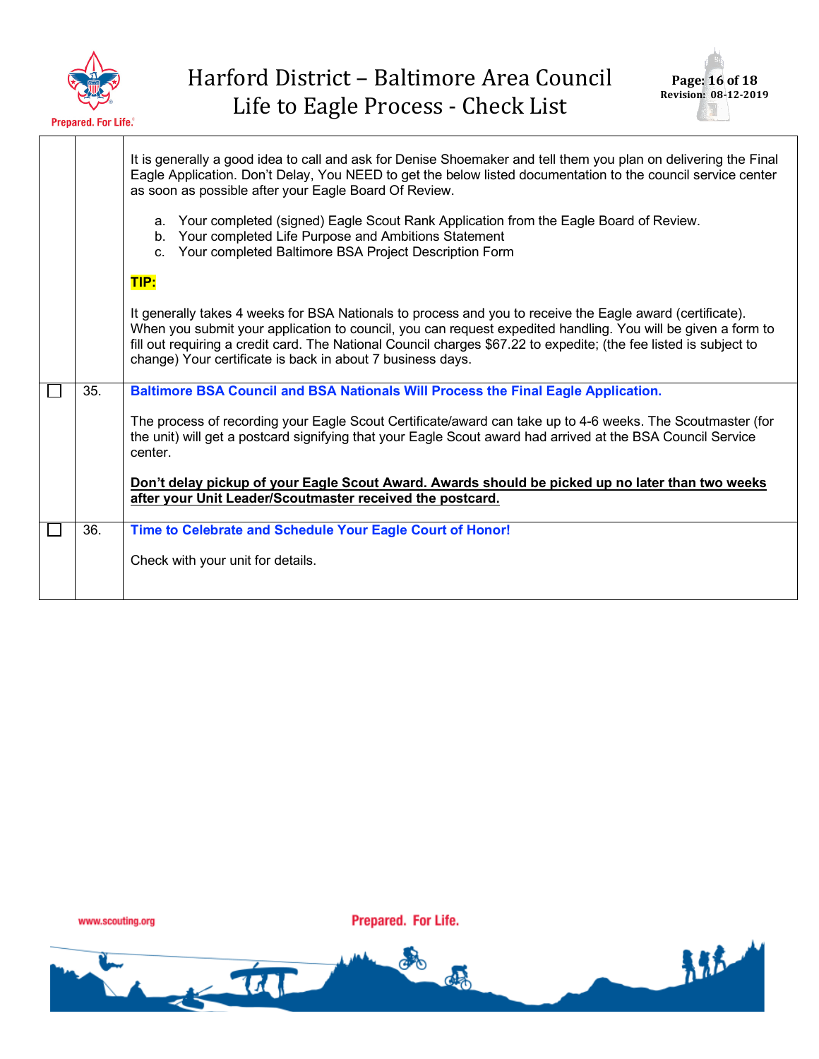| | | |
|---|---|---|
| | | It is generally a good idea to call and ask for Denise Shoemaker and tell them you plan on delivering the Final Eagle Application. Don't Delay, You NEED to get the below listed documentation to the council service center as soon as possible after your Eagle Board Of Review.<br><br>a. Your completed (signed) Eagle Scout Rank Application from the Eagle Board of Review.<br>b. Your completed Life Purpose and Ambitions Statement<br>c. Your completed Baltimore BSA Project Description Form<br><br>**TIP:**<br><br>It generally takes 4 weeks for BSA Nationals to process and you to receive the Eagle award (certificate). When you submit your application to council, you can request expedited handling. You will be given a form to fill out requiring a credit card. The National Council charges $67.22 to expedite; (the fee listed is subject to change) Your certificate is back in about 7 business days. |
| ☐ | 35. | **Baltimore BSA Council and BSA Nationals Will Process the Final Eagle Application.**<br><br>The process of recording your Eagle Scout Certificate/award can take up to 4-6 weeks. The Scoutmaster (for the unit) will get a postcard signifying that your Eagle Scout award had arrived at the BSA Council Service center.<br><br>**Don't delay pickup of your Eagle Scout Award. Awards should be picked up no later than two weeks after your Unit Leader/Scoutmaster received the postcard.** |
| ☐ | 36. | **Time to Celebrate and Schedule Your Eagle Court of Honor!**<br><br>Check with your unit for details. |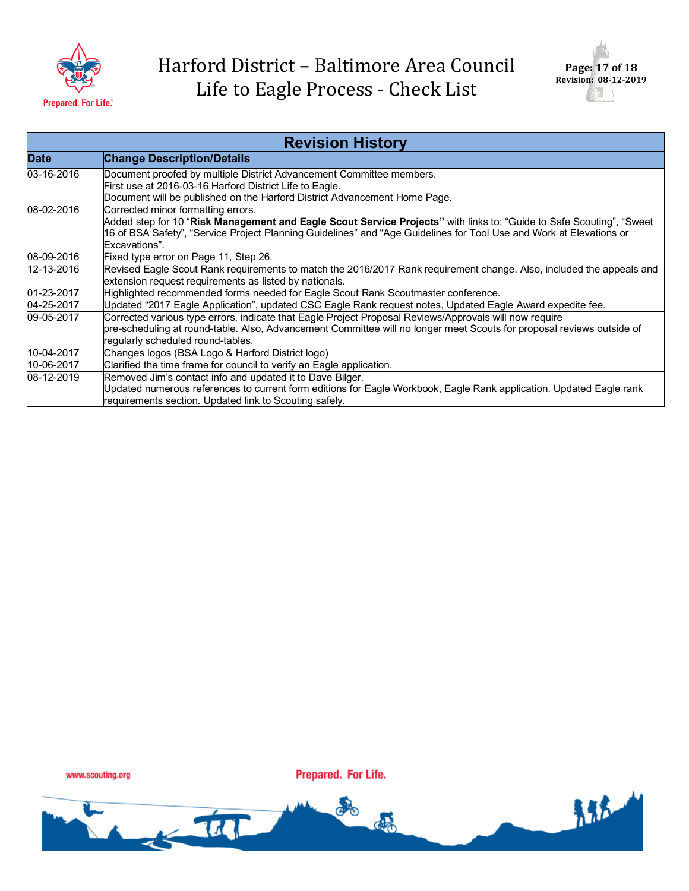| Revision History | |
|---|---|
| **Date** | **Change Description/Details** |
| 03-16-2016 | Document proofed by multiple District Advancement Committee members.<br>First use at 2016-03-16 Harford District Life to Eagle.<br>Document will be published on the Harford District Advancement Home Page. |
| 08-02-2016 | Corrected minor formatting errors.<br>Added step for 10 "**Risk Management and Eagle Scout Service Projects"** with links to: "Guide to Safe Scouting", "Sweet 16 of BSA Safety", "Service Project Planning Guidelines" and "Age Guidelines for Tool Use and Work at Elevations or Excavations". |
| 08-09-2016 | Fixed type error on Page 11, Step 26. |
| 12-13-2016 | Revised Eagle Scout Rank requirements to match the 2016/2017 Rank requirement change. Also, included the appeals and extension request requirements as listed by nationals. |
| 01-23-2017 | Highlighted recommended forms needed for Eagle Scout Rank Scoutmaster conference. |
| 04-25-2017 | Updated "2017 Eagle Application", updated CSC Eagle Rank request notes, Updated Eagle Award expedite fee. |
| 09-05-2017 | Corrected various type errors, indicate that Eagle Project Proposal Reviews/Approvals will now require pre-scheduling at round-table. Also, Advancement Committee will no longer meet Scouts for proposal reviews outside of regularly scheduled round-tables. |
| 10-04-2017 | Changes logos (BSA Logo & Harford District logo) |
| 10-06-2017 | Clarified the time frame for council to verify an Eagle application. |
| 08-12-2019 | Removed Jim's contact info and updated it to Dave Bilger.<br>Updated numerous references to current form editions for Eagle Workbook, Eagle Rank application. Updated Eagle rank requirements section. Updated link to Scouting safely. |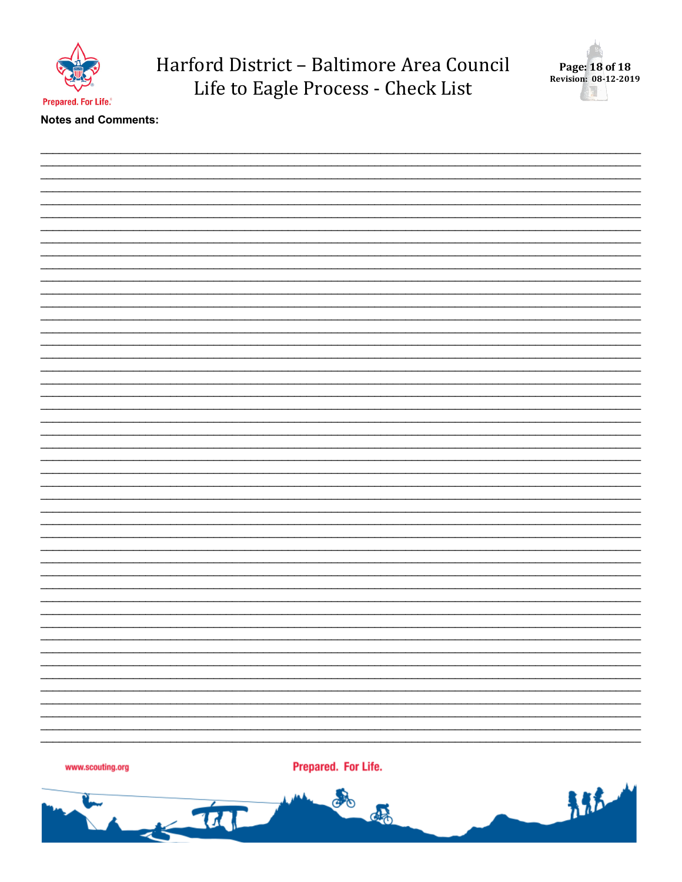**Notes and Comments:**